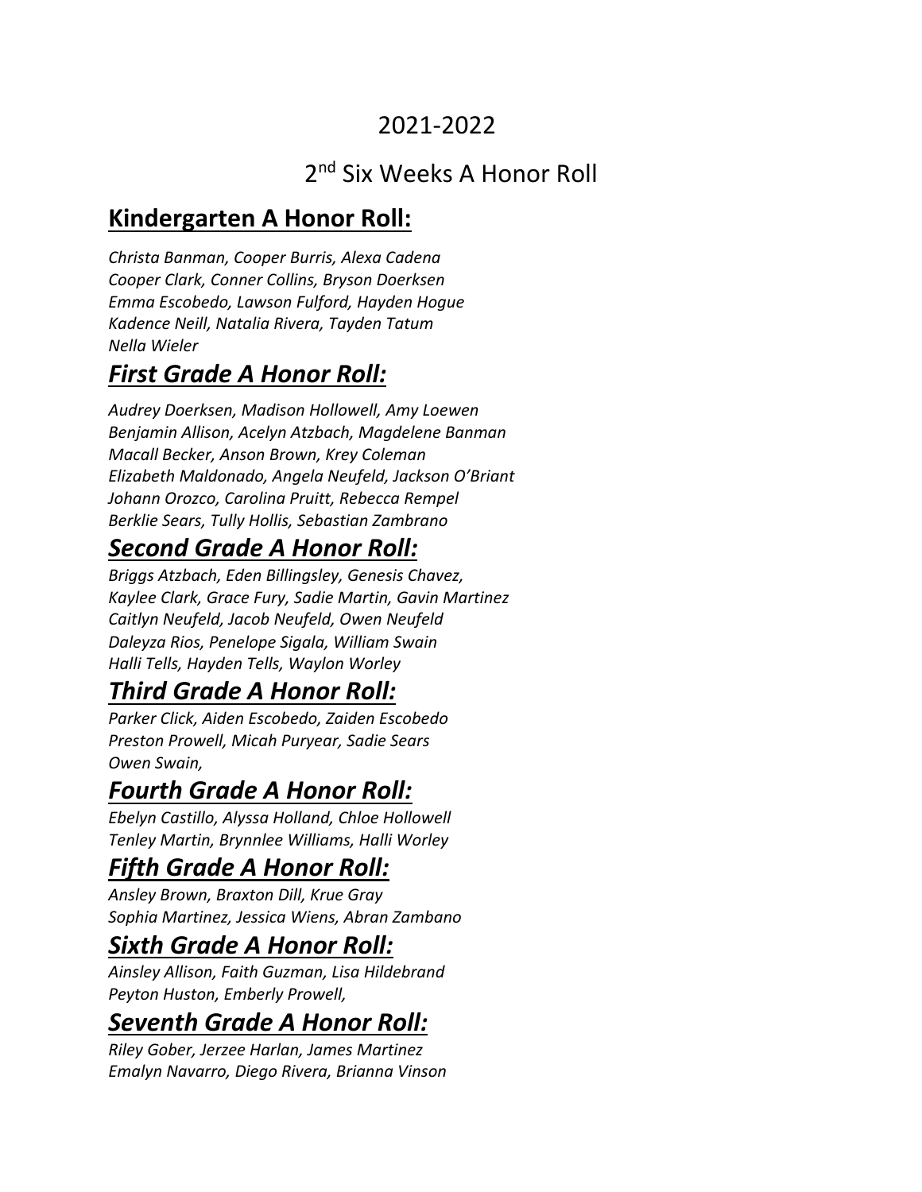# 2021-2022

## 2nd Six Weeks A Honor Roll

## **Kindergarten A Honor Roll:**

*Christa Banman, Cooper Burris, Alexa Cadena*
*Cooper Clark, Conner Collins, Bryson Doerksen*
*Emma Escobedo, Lawson Fulford, Hayden Hogue*
*Kadence Neill, Natalia Rivera, Tayden Tatum*
*Nella Wieler*

## ***First Grade A Honor Roll:***

*Audrey Doerksen, Madison Hollowell, Amy Loewen*
*Benjamin Allison, Acelyn Atzbach, Magdelene Banman*
*Macall Becker, Anson Brown, Krey Coleman*
*Elizabeth Maldonado, Angela Neufeld, Jackson O'Briant*
*Johann Orozco, Carolina Pruitt, Rebecca Rempel*
*Berklie Sears, Tully Hollis, Sebastian Zambrano*

## ***Second Grade A Honor Roll:***

*Briggs Atzbach, Eden Billingsley, Genesis Chavez,*
*Kaylee Clark, Grace Fury, Sadie Martin, Gavin Martinez*
*Caitlyn Neufeld, Jacob Neufeld, Owen Neufeld*
*Daleyza Rios, Penelope Sigala, William Swain*
*Halli Tells, Hayden Tells, Waylon Worley*

## ***Third Grade A Honor Roll:***

*Parker Click, Aiden Escobedo, Zaiden Escobedo*
*Preston Prowell, Micah Puryear, Sadie Sears*
*Owen Swain,*

## ***Fourth Grade A Honor Roll:***

*Ebelyn Castillo, Alyssa Holland, Chloe Hollowell*
*Tenley Martin, Brynnlee Williams, Halli Worley*

## ***Fifth Grade A Honor Roll:***

*Ansley Brown, Braxton Dill, Krue Gray*
*Sophia Martinez, Jessica Wiens, Abran Zambano*

## ***Sixth Grade A Honor Roll:***

*Ainsley Allison, Faith Guzman, Lisa Hildebrand*
*Peyton Huston, Emberly Prowell,*

## ***Seventh Grade A Honor Roll:***

*Riley Gober, Jerzee Harlan, James Martinez*
*Emalyn Navarro, Diego Rivera, Brianna Vinson*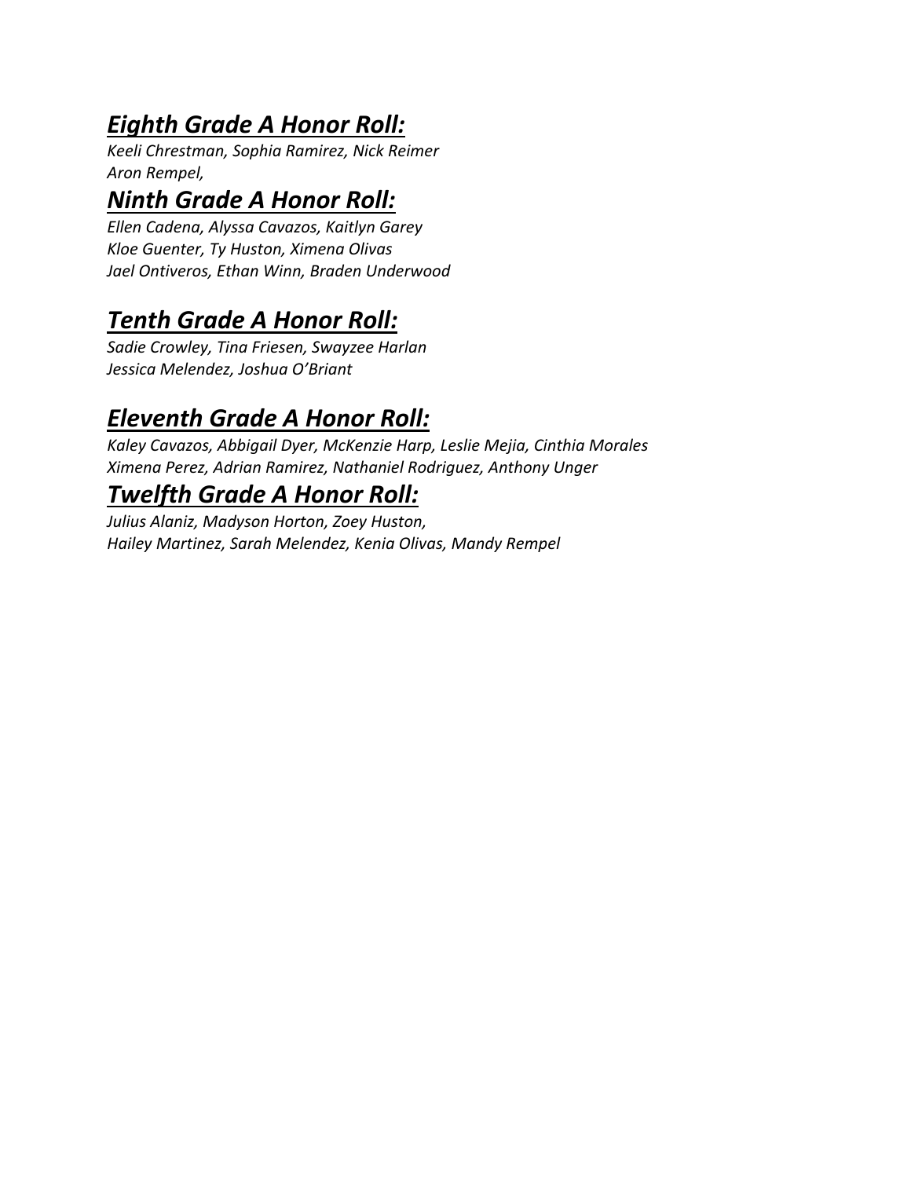## ***Eighth Grade A Honor Roll:***

*Keeli Chrestman, Sophia Ramirez, Nick Reimer*
*Aron Rempel,*

## ***Ninth Grade A Honor Roll:***

*Ellen Cadena, Alyssa Cavazos, Kaitlyn Garey*
*Kloe Guenter, Ty Huston, Ximena Olivas*
*Jael Ontiveros, Ethan Winn, Braden Underwood*

## ***Tenth Grade A Honor Roll:***

*Sadie Crowley, Tina Friesen, Swayzee Harlan*
*Jessica Melendez, Joshua O'Briant*

## ***Eleventh Grade A Honor Roll:***

*Kaley Cavazos, Abbigail Dyer, McKenzie Harp, Leslie Mejia, Cinthia Morales*
*Ximena Perez, Adrian Ramirez, Nathaniel Rodriguez, Anthony Unger*

## ***Twelfth Grade A Honor Roll:***

*Julius Alaniz, Madyson Horton, Zoey Huston,*
*Hailey Martinez, Sarah Melendez, Kenia Olivas, Mandy Rempel*